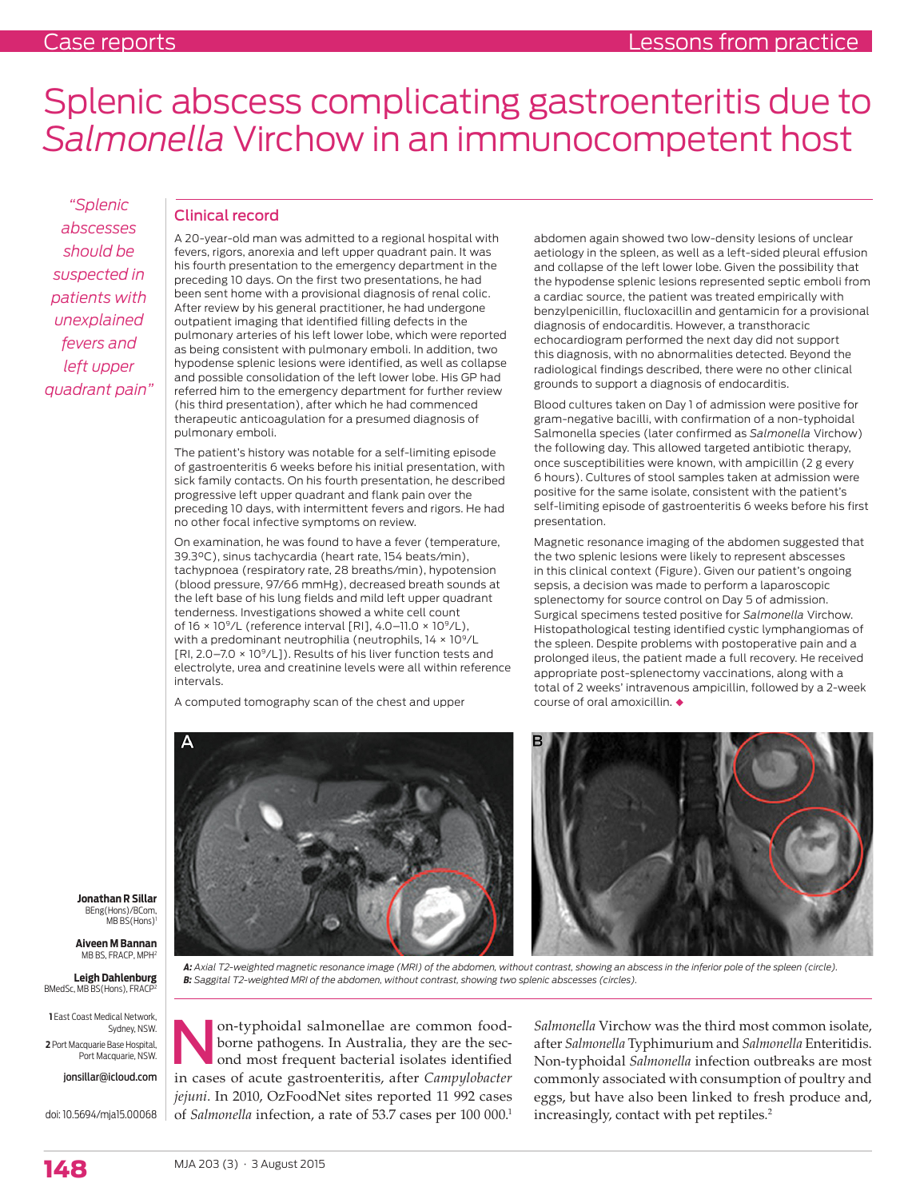# Splenic abscess complicating gastroenteritis due to *Salmonella* Virchow in an immunocompetent host

*"Splenic abscesses should be suspected in patients with unexplained fevers and left upper quadrant pain"*

**Jonathan R Sillar**
BEng(Hons)/BCom, MB BS(Hons)[1]

**Aiveen M Bannan**
MB BS, FRACP, MPH[2]

**Leigh Dahlenburg**
BMedSc, MB BS(Hons), FRACP[2]

**1** East Coast Medical Network, Sydney, NSW.
**2** Port Macquarie Base Hospital, Port Macquarie, NSW.

jonsillar@icloud.com

doi: 10.5694/mja15.00068

## Clinical record

A 20-year-old man was admitted to a regional hospital with fevers, rigors, anorexia and left upper quadrant pain. It was his fourth presentation to the emergency department in the preceding 10 days. On the first two presentations, he had been sent home with a provisional diagnosis of renal colic. After review by his general practitioner, he had undergone outpatient imaging that identified filling defects in the pulmonary arteries of his left lower lobe, which were reported as being consistent with pulmonary emboli. In addition, two hypodense splenic lesions were identified, as well as collapse and possible consolidation of the left lower lobe. His GP had referred him to the emergency department for further review (his third presentation), after which he had commenced therapeutic anticoagulation for a presumed diagnosis of pulmonary emboli.

The patient's history was notable for a self-limiting episode of gastroenteritis 6 weeks before his initial presentation, with sick family contacts. On his fourth presentation, he described progressive left upper quadrant and flank pain over the preceding 10 days, with intermittent fevers and rigors. He had no other focal infective symptoms on review.

On examination, he was found to have a fever (temperature, 39.3°C), sinus tachycardia (heart rate, 154 beats/min), tachypnoea (respiratory rate, 28 breaths/min), hypotension (blood pressure, 97/66 mmHg), decreased breath sounds at the left base of his lung fields and mild left upper quadrant tenderness. Investigations showed a white cell count of $16 \times 10^9$/L (reference interval [RI], $4.0–11.0 \times 10^9$/L), with a predominant neutrophilia (neutrophils, $14 \times 10^9$/L [RI, $2.0–7.0 \times 10^9$/L]). Results of his liver function tests and electrolyte, urea and creatinine levels were all within reference intervals.

A computed tomography scan of the chest and upper abdomen again showed two low-density lesions of unclear aetiology in the spleen, as well as a left-sided pleural effusion and collapse of the left lower lobe. Given the possibility that the hypodense splenic lesions represented septic emboli from a cardiac source, the patient was treated empirically with benzylpenicillin, flucloxacillin and gentamicin for a provisional diagnosis of endocarditis. However, a transthoracic echocardiogram performed the next day did not support this diagnosis, with no abnormalities detected. Beyond the radiological findings described, there were no other clinical grounds to support a diagnosis of endocarditis.

Blood cultures taken on Day 1 of admission were positive for gram-negative bacilli, with confirmation of a non-typhoidal Salmonella species (later confirmed as *Salmonella* Virchow) the following day. This allowed targeted antibiotic therapy, once susceptibilities were known, with ampicillin (2 g every 6 hours). Cultures of stool samples taken at admission were positive for the same isolate, consistent with the patient's self-limiting episode of gastroenteritis 6 weeks before his first presentation.

Magnetic resonance imaging of the abdomen suggested that the two splenic lesions were likely to represent abscesses in this clinical context (Figure). Given our patient's ongoing sepsis, a decision was made to perform a laparoscopic splenectomy for source control on Day 5 of admission. Surgical specimens tested positive for *Salmonella* Virchow. Histopathological testing identified cystic lymphangiomas of the spleen. Despite problems with postoperative pain and a prolonged ileus, the patient made a full recovery. He received appropriate post-splenectomy vaccinations, along with a total of 2 weeks' intravenous ampicillin, followed by a 2-week course of oral amoxicillin. ◆

***A:*** *Axial T2-weighted magnetic resonance image (MRI) of the abdomen, without contrast, showing an abscess in the inferior pole of the spleen (circle).*
***B:*** *Saggital T2-weighted MRI of the abdomen, without contrast, showing two splenic abscesses (circles).*

Non-typhoidal salmonellae are common food-borne pathogens. In Australia, they are the second most frequent bacterial isolates identified in cases of acute gastroenteritis, after *Campylobacter jejuni*. In 2010, OzFoodNet sites reported 11 992 cases of *Salmonella* infection, a rate of 53.7 cases per 100 000.[1] *Salmonella* Virchow was the third most common isolate, after *Salmonella* Typhimurium and *Salmonella* Enteritidis. Non-typhoidal *Salmonella* infection outbreaks are most commonly associated with consumption of poultry and eggs, but have also been linked to fresh produce and, increasingly, contact with pet reptiles.[2]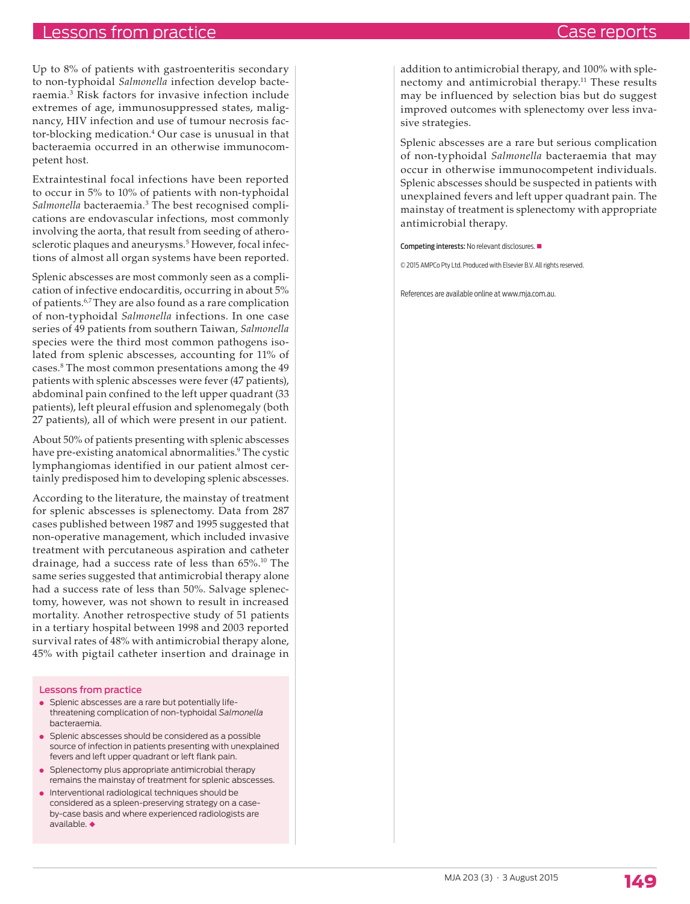Up to 8% of patients with gastroenteritis secondary to non-typhoidal *Salmonella* infection develop bacteraemia.[3] Risk factors for invasive infection include extremes of age, immunosuppressed states, malignancy, HIV infection and use of tumour necrosis factor-blocking medication.[4] Our case is unusual in that bacteraemia occurred in an otherwise immunocompetent host.

Extraintestinal focal infections have been reported to occur in 5% to 10% of patients with non-typhoidal *Salmonella* bacteraemia.[3] The best recognised complications are endovascular infections, most commonly involving the aorta, that result from seeding of atherosclerotic plaques and aneurysms.[5] However, focal infections of almost all organ systems have been reported.

Splenic abscesses are most commonly seen as a complication of infective endocarditis, occurring in about 5% of patients.[6,7] They are also found as a rare complication of non-typhoidal *Salmonella* infections. In one case series of 49 patients from southern Taiwan, *Salmonella* species were the third most common pathogens isolated from splenic abscesses, accounting for 11% of cases.[8] The most common presentations among the 49 patients with splenic abscesses were fever (47 patients), abdominal pain confined to the left upper quadrant (33 patients), left pleural effusion and splenomegaly (both 27 patients), all of which were present in our patient.

About 50% of patients presenting with splenic abscesses have pre-existing anatomical abnormalities.[9] The cystic lymphangiomas identified in our patient almost certainly predisposed him to developing splenic abscesses.

According to the literature, the mainstay of treatment for splenic abscesses is splenectomy. Data from 287 cases published between 1987 and 1995 suggested that non-operative management, which included invasive treatment with percutaneous aspiration and catheter drainage, had a success rate of less than 65%.[10] The same series suggested that antimicrobial therapy alone had a success rate of less than 50%. Salvage splenectomy, however, was not shown to result in increased mortality. Another retrospective study of 51 patients in a tertiary hospital between 1998 and 2003 reported survival rates of 48% with antimicrobial therapy alone, 45% with pigtail catheter insertion and drainage in addition to antimicrobial therapy, and 100% with splenectomy and antimicrobial therapy.[11] These results may be influenced by selection bias but do suggest improved outcomes with splenectomy over less invasive strategies.

Splenic abscesses are a rare but serious complication of non-typhoidal *Salmonella* bacteraemia that may occur in otherwise immunocompetent individuals. Splenic abscesses should be suspected in patients with unexplained fevers and left upper quadrant pain. The mainstay of treatment is splenectomy with appropriate antimicrobial therapy.

### Lessons from practice

- Splenic abscesses are a rare but potentially life-threatening complication of non-typhoidal *Salmonella* bacteraemia.
- Splenic abscesses should be considered as a possible source of infection in patients presenting with unexplained fevers and left upper quadrant or left flank pain.
- Splenectomy plus appropriate antimicrobial therapy remains the mainstay of treatment for splenic abscesses.
- Interventional radiological techniques should be considered as a spleen-preserving strategy on a case-by-case basis and where experienced radiologists are available. ◆

**Competing interests:** No relevant disclosures. ■

© 2015 AMPCo Pty Ltd. Produced with Elsevier B.V. All rights reserved.

References are available online at www.mja.com.au.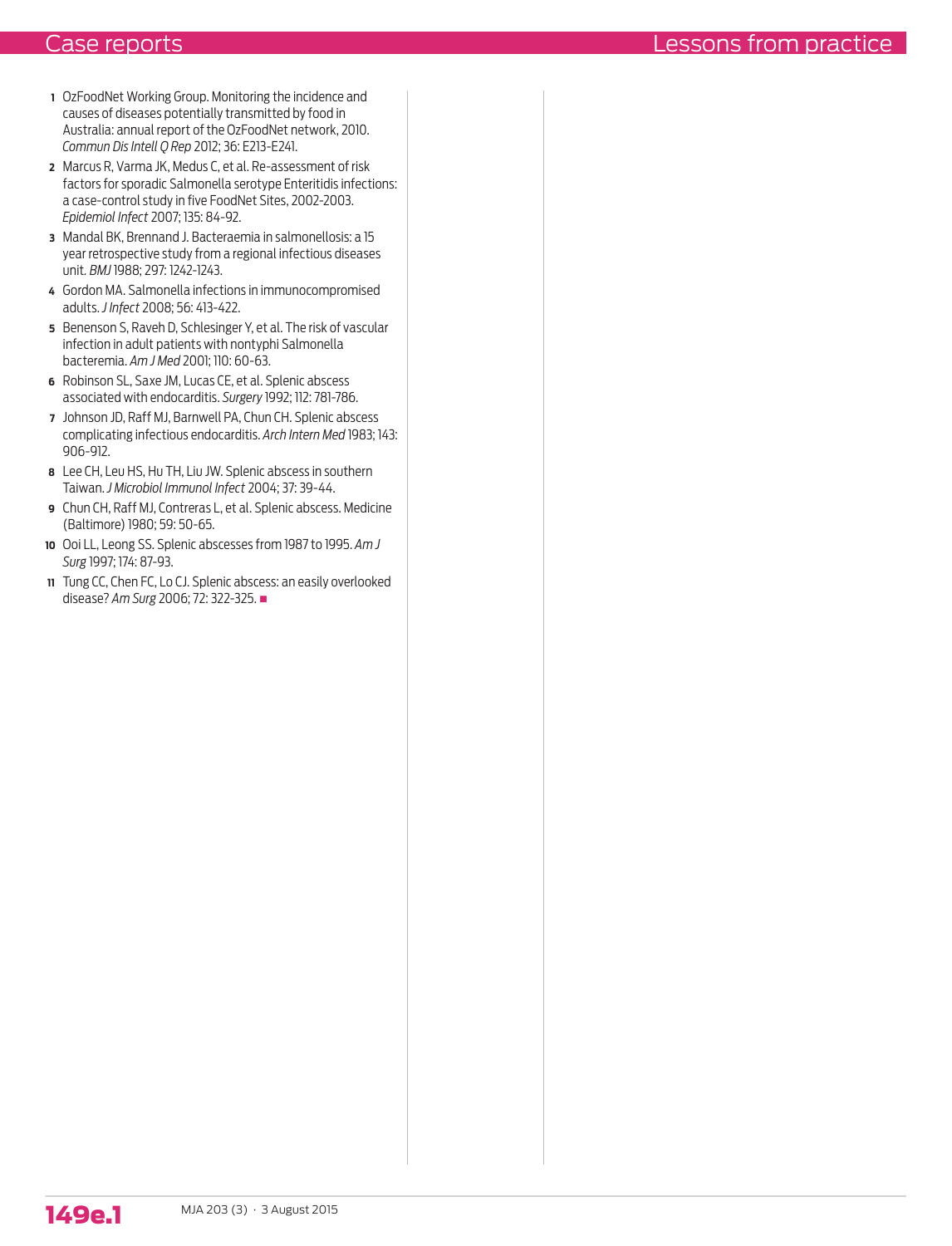1. OzFoodNet Working Group. Monitoring the incidence and causes of diseases potentially transmitted by food in Australia: annual report of the OzFoodNet network, 2010. *Commun Dis Intell Q Rep* 2012; 36: E213-E241.
2. Marcus R, Varma JK, Medus C, et al. Re-assessment of risk factors for sporadic Salmonella serotype Enteritidis infections: a case-control study in five FoodNet Sites, 2002-2003. *Epidemiol Infect* 2007; 135: 84-92.
3. Mandal BK, Brennand J. Bacteraemia in salmonellosis: a 15 year retrospective study from a regional infectious diseases unit. *BMJ* 1988; 297: 1242-1243.
4. Gordon MA. Salmonella infections in immunocompromised adults. *J Infect* 2008; 56: 413-422.
5. Benenson S, Raveh D, Schlesinger Y, et al. The risk of vascular infection in adult patients with nontyphi Salmonella bacteremia. *Am J Med* 2001; 110: 60-63.
6. Robinson SL, Saxe JM, Lucas CE, et al. Splenic abscess associated with endocarditis. *Surgery* 1992; 112: 781-786.
7. Johnson JD, Raff MJ, Barnwell PA, Chun CH. Splenic abscess complicating infectious endocarditis. *Arch Intern Med* 1983; 143: 906-912.
8. Lee CH, Leu HS, Hu TH, Liu JW. Splenic abscess in southern Taiwan. *J Microbiol Immunol Infect* 2004; 37: 39-44.
9. Chun CH, Raff MJ, Contreras L, et al. Splenic abscess. Medicine (Baltimore) 1980; 59: 50-65.
10. Ooi LL, Leong SS. Splenic abscesses from 1987 to 1995. *Am J Surg* 1997; 174: 87-93.
11. Tung CC, Chen FC, Lo CJ. Splenic abscess: an easily overlooked disease? *Am Surg* 2006; 72: 322-325. ■